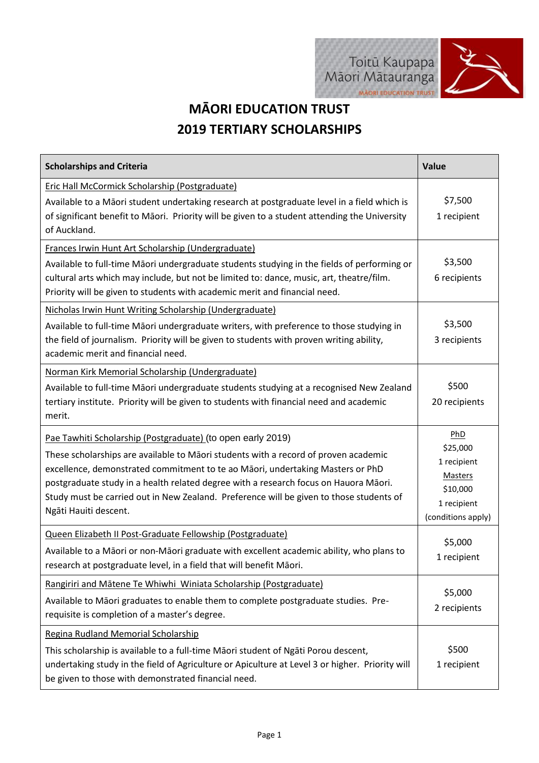Toitū Kaupapa Māori Mātauranga
MĀORI EDUCATION TRUST

# MĀORI EDUCATION TRUST
# 2019 TERTIARY SCHOLARSHIPS

| Scholarships and Criteria | Value |
|---|---|
| Eric Hall McCormick Scholarship (Postgraduate)<br>Available to a Māori student undertaking research at postgraduate level in a field which is of significant benefit to Māori. Priority will be given to a student attending the University of Auckland. | $7,500<br>1 recipient |
| Frances Irwin Hunt Art Scholarship (Undergraduate)<br>Available to full-time Māori undergraduate students studying in the fields of performing or cultural arts which may include, but not be limited to: dance, music, art, theatre/film. Priority will be given to students with academic merit and financial need. | $3,500<br>6 recipients |
| Nicholas Irwin Hunt Writing Scholarship (Undergraduate)<br>Available to full-time Māori undergraduate writers, with preference to those studying in the field of journalism. Priority will be given to students with proven writing ability, academic merit and financial need. | $3,500<br>3 recipients |
| Norman Kirk Memorial Scholarship (Undergraduate)<br>Available to full-time Māori undergraduate students studying at a recognised New Zealand tertiary institute. Priority will be given to students with financial need and academic merit. | $500<br>20 recipients |
| Pae Tawhiti Scholarship (Postgraduate) (to open early 2019)<br>These scholarships are available to Māori students with a record of proven academic excellence, demonstrated commitment to te ao Māori, undertaking Masters or PhD postgraduate study in a health related degree with a research focus on Hauora Māori. Study must be carried out in New Zealand. Preference will be given to those students of Ngāti Hauiti descent. | PhD<br>$25,000<br>1 recipient<br>Masters<br>$10,000<br>1 recipient<br>(conditions apply) |
| Queen Elizabeth II Post-Graduate Fellowship (Postgraduate)<br>Available to a Māori or non-Māori graduate with excellent academic ability, who plans to research at postgraduate level, in a field that will benefit Māori. | $5,000<br>1 recipient |
| Rangiriri and Mātene Te Whiwhi Winiata Scholarship (Postgraduate)<br>Available to Māori graduates to enable them to complete postgraduate studies. Pre-requisite is completion of a master's degree. | $5,000<br>2 recipients |
| Regina Rudland Memorial Scholarship<br>This scholarship is available to a full-time Māori student of Ngāti Porou descent, undertaking study in the field of Agriculture or Apiculture at Level 3 or higher. Priority will be given to those with demonstrated financial need. | $500<br>1 recipient |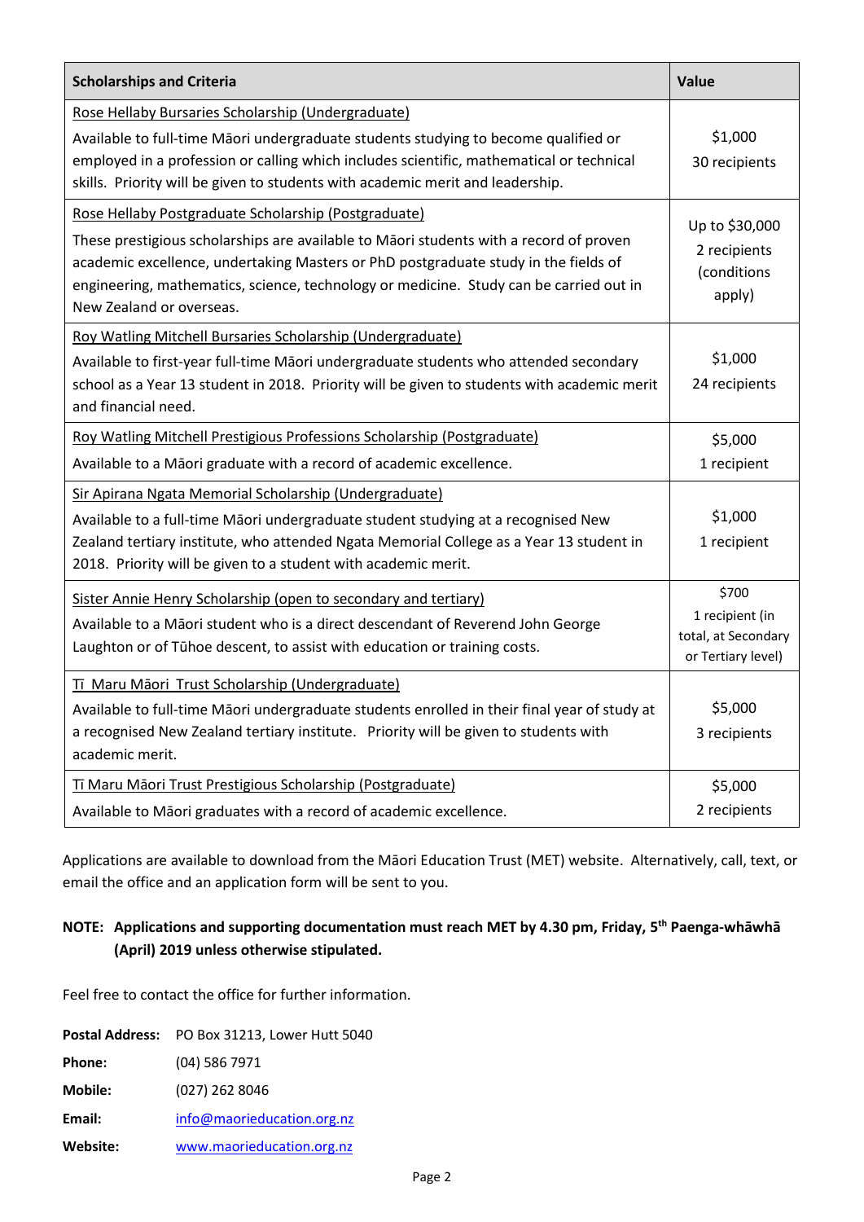| Scholarships and Criteria | Value |
|---|---|
| Rose Hellaby Bursaries Scholarship (Undergraduate)<br>Available to full-time Māori undergraduate students studying to become qualified or employed in a profession or calling which includes scientific, mathematical or technical skills. Priority will be given to students with academic merit and leadership. | $1,000<br>30 recipients |
| Rose Hellaby Postgraduate Scholarship (Postgraduate)<br>These prestigious scholarships are available to Māori students with a record of proven academic excellence, undertaking Masters or PhD postgraduate study in the fields of engineering, mathematics, science, technology or medicine. Study can be carried out in New Zealand or overseas. | Up to $30,000<br>2 recipients (conditions apply) |
| Roy Watling Mitchell Bursaries Scholarship (Undergraduate)<br>Available to first-year full-time Māori undergraduate students who attended secondary school as a Year 13 student in 2018. Priority will be given to students with academic merit and financial need. | $1,000<br>24 recipients |
| Roy Watling Mitchell Prestigious Professions Scholarship (Postgraduate)<br>Available to a Māori graduate with a record of academic excellence. | $5,000<br>1 recipient |
| Sir Apirana Ngata Memorial Scholarship (Undergraduate)<br>Available to a full-time Māori undergraduate student studying at a recognised New Zealand tertiary institute, who attended Ngata Memorial College as a Year 13 student in 2018. Priority will be given to a student with academic merit. | $1,000<br>1 recipient |
| Sister Annie Henry Scholarship (open to secondary and tertiary)<br>Available to a Māori student who is a direct descendant of Reverend John George Laughton or of Tūhoe descent, to assist with education or training costs. | $700<br>1 recipient (in total, at Secondary or Tertiary level) |
| Tī Maru Māori Trust Scholarship (Undergraduate)<br>Available to full-time Māori undergraduate students enrolled in their final year of study at a recognised New Zealand tertiary institute. Priority will be given to students with academic merit. | $5,000<br>3 recipients |
| Tī Maru Māori Trust Prestigious Scholarship (Postgraduate)<br>Available to Māori graduates with a record of academic excellence. | $5,000<br>2 recipients |

Applications are available to download from the Māori Education Trust (MET) website. Alternatively, call, text, or email the office and an application form will be sent to you.

**NOTE: Applications and supporting documentation must reach MET by 4.30 pm, Friday, 5th Paenga-whāwhā (April) 2019 unless otherwise stipulated.**

Feel free to contact the office for further information.

**Postal Address:** PO Box 31213, Lower Hutt 5040

**Phone:** (04) 586 7971

**Mobile:** (027) 262 8046

**Email:** info@maorieducation.org.nz

**Website:** www.maorieducation.org.nz